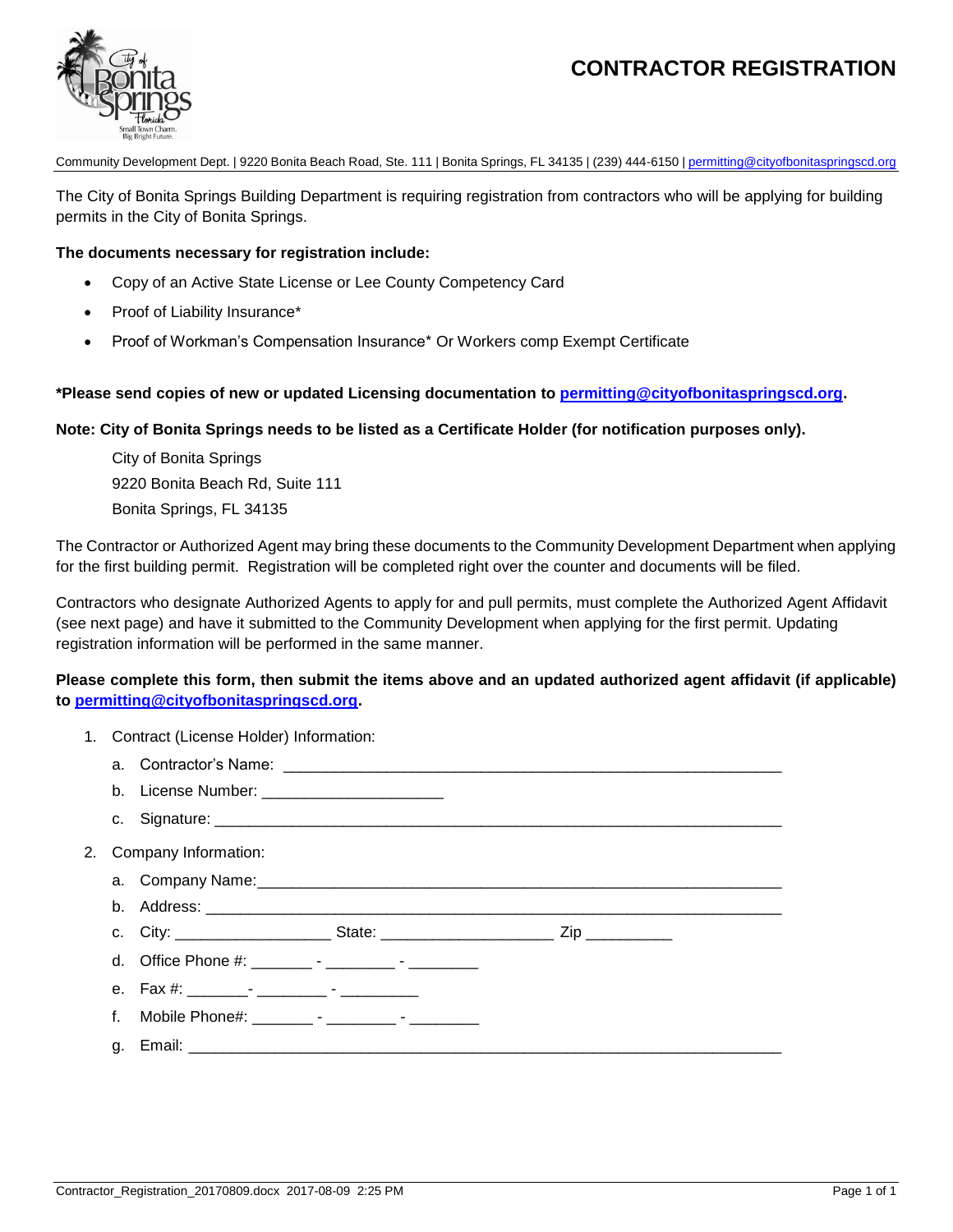# CONTRACTOR REGISTRATION

Community Development Dept. | 9220 Bonita Beach Road, Ste. 111 | Bonita Springs, FL 34135 | (239) 444-6150 | permitting@cityofbonitaspringscd.org

The City of Bonita Springs Building Department is requiring registration from contractors who will be applying for building permits in the City of Bonita Springs.

**The documents necessary for registration include:**

- Copy of an Active State License or Lee County Competency Card
- Proof of Liability Insurance*
- Proof of Workman's Compensation Insurance* Or Workers comp Exempt Certificate

***Please send copies of new or updated Licensing documentation to permitting@cityofbonitaspringscd.org.**

**Note: City of Bonita Springs needs to be listed as a Certificate Holder (for notification purposes only).**

City of Bonita Springs
9220 Bonita Beach Rd, Suite 111
Bonita Springs, FL 34135

The Contractor or Authorized Agent may bring these documents to the Community Development Department when applying for the first building permit. Registration will be completed right over the counter and documents will be filed.

Contractors who designate Authorized Agents to apply for and pull permits, must complete the Authorized Agent Affidavit (see next page) and have it submitted to the Community Development when applying for the first permit. Updating registration information will be performed in the same manner.

**Please complete this form, then submit the items above and an updated authorized agent affidavit (if applicable) to permitting@cityofbonitaspringscd.org.**

1. Contract (License Holder) Information:
   a. Contractor's Name: ____________________________________________________________
   b. License Number: ______________________
   c. Signature: ____________________________________________________________________
2. Company Information:
   a. Company Name:_________________________________________________________________
   b. Address: ______________________________________________________________________
   c. City: __________________ State: ____________________ Zip __________
   d. Office Phone #: _______ - ________ - ________
   e. Fax #: _______- ________ - _________
   f. Mobile Phone#: _______ - ________ - ________
   g. Email: ________________________________________________________________________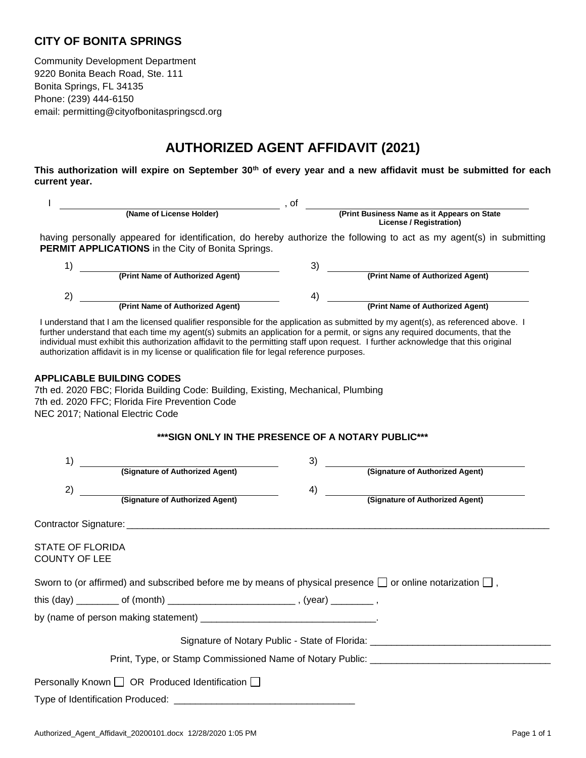## CITY OF BONITA SPRINGS

Community Development Department
9220 Bonita Beach Road, Ste. 111
Bonita Springs, FL 34135
Phone: (239) 444-6150
email: permitting@cityofbonitaspringscd.org

# AUTHORIZED AGENT AFFIDAVIT (2021)

**This authorization will expire on September 30th of every year and a new affidavit must be submitted for each current year.**

I ______________________________ , of ______________________________
**(Name of License Holder)** **(Print Business Name as it Appears on State License / Registration)**

having personally appeared for identification, do hereby authorize the following to act as my agent(s) in submitting **PERMIT APPLICATIONS** in the City of Bonita Springs.

1) ______________________________ **(Print Name of Authorized Agent)**

2) ______________________________ **(Print Name of Authorized Agent)**

3) ______________________________ **(Print Name of Authorized Agent)**

4) ______________________________ **(Print Name of Authorized Agent)**

I understand that I am the licensed qualifier responsible for the application as submitted by my agent(s), as referenced above. I further understand that each time my agent(s) submits an application for a permit, or signs any required documents, that the individual must exhibit this authorization affidavit to the permitting staff upon request. I further acknowledge that this original authorization affidavit is in my license or qualification file for legal reference purposes.

**APPLICABLE BUILDING CODES**
7th ed. 2020 FBC; Florida Building Code: Building, Existing, Mechanical, Plumbing
7th ed. 2020 FFC; Florida Fire Prevention Code
NEC 2017; National Electric Code

**\*\*\*SIGN ONLY IN THE PRESENCE OF A NOTARY PUBLIC\*\*\***

1) ______________________________ **(Signature of Authorized Agent)**

2) ______________________________ **(Signature of Authorized Agent)**

3) ______________________________ **(Signature of Authorized Agent)**

4) ______________________________ **(Signature of Authorized Agent)**

Contractor Signature: ______________________________

STATE OF FLORIDA
COUNTY OF LEE

Sworn to (or affirmed) and subscribed before me by means of physical presence ☐ or online notarization ☐ ,

this (day) ________ of (month) ________________________ , (year) ________ ,

by (name of person making statement) ________________________________.

Signature of Notary Public - State of Florida: ________________________________

Print, Type, or Stamp Commissioned Name of Notary Public: ________________________________

Personally Known ☐ OR Produced Identification ☐

Type of Identification Produced: ________________________________

Authorized_Agent_Affidavit_20200101.docx 12/28/2020 1:05 PM